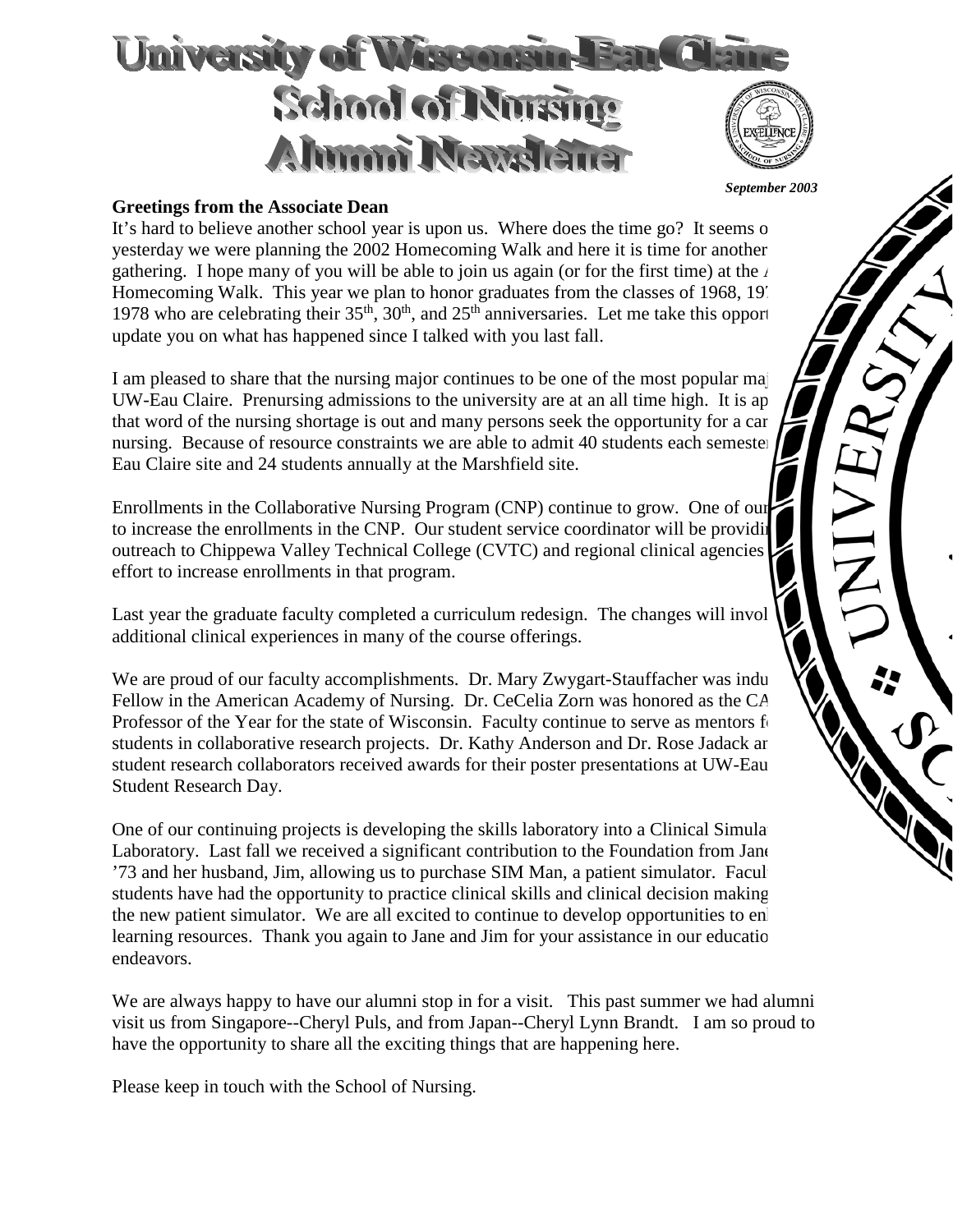# University of Wisconsin-Eau Claire School of Nursing Alumni Newsletter

*September 2003*

**Greetings from the Associate Dean**

It's hard to believe another school year is upon us. Where does the time go? It seems o yesterday we were planning the 2002 Homecoming Walk and here it is time for another gathering. I hope many of you will be able to join us again (or for the first time) at the Homecoming Walk. This year we plan to honor graduates from the classes of 1968, 19 1978 who are celebrating their 35th, 30th, and 25th anniversaries. Let me take this opport update you on what has happened since I talked with you last fall.

I am pleased to share that the nursing major continues to be one of the most popular maj UW-Eau Claire. Prenursing admissions to the university are at an all time high. It is ap that word of the nursing shortage is out and many persons seek the opportunity for a car nursing. Because of resource constraints we are able to admit 40 students each semeste Eau Claire site and 24 students annually at the Marshfield site.

Enrollments in the Collaborative Nursing Program (CNP) continue to grow. One of our to increase the enrollments in the CNP. Our student service coordinator will be providi outreach to Chippewa Valley Technical College (CVTC) and regional clinical agencies effort to increase enrollments in that program.

Last year the graduate faculty completed a curriculum redesign. The changes will invol additional clinical experiences in many of the course offerings.

We are proud of our faculty accomplishments. Dr. Mary Zwygart-Stauffacher was indu Fellow in the American Academy of Nursing. Dr. CeCelia Zorn was honored as the CA Professor of the Year for the state of Wisconsin. Faculty continue to serve as mentors f students in collaborative research projects. Dr. Kathy Anderson and Dr. Rose Jadack ar student research collaborators received awards for their poster presentations at UW-Eau Student Research Day.

One of our continuing projects is developing the skills laboratory into a Clinical Simula Laboratory. Last fall we received a significant contribution to the Foundation from Jane '73 and her husband, Jim, allowing us to purchase SIM Man, a patient simulator. Facul students have had the opportunity to practice clinical skills and clinical decision making the new patient simulator. We are all excited to continue to develop opportunities to en learning resources. Thank you again to Jane and Jim for your assistance in our educatio endeavors.

We are always happy to have our alumni stop in for a visit. This past summer we had alumni visit us from Singapore--Cheryl Puls, and from Japan--Cheryl Lynn Brandt. I am so proud to have the opportunity to share all the exciting things that are happening here.

Please keep in touch with the School of Nursing.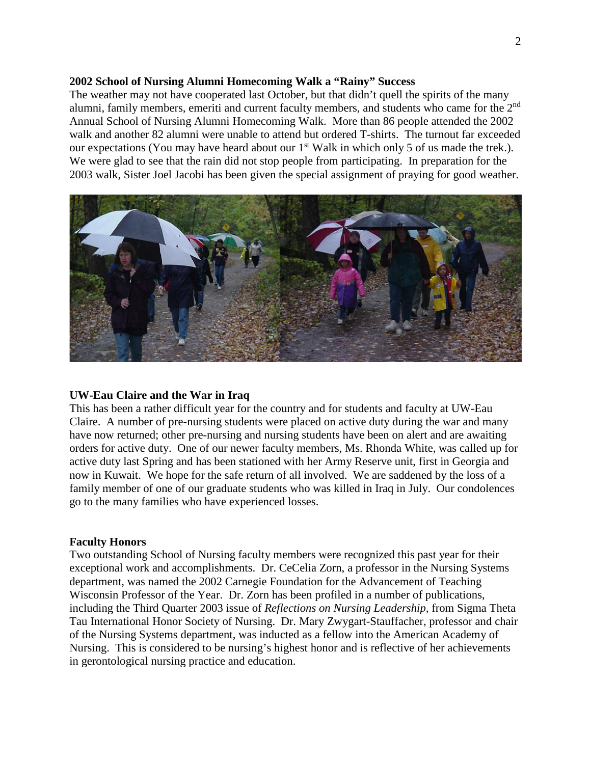**2002 School of Nursing Alumni Homecoming Walk a "Rainy" Success**

The weather may not have cooperated last October, but that didn't quell the spirits of the many alumni, family members, emeriti and current faculty members, and students who came for the 2nd Annual School of Nursing Alumni Homecoming Walk. More than 86 people attended the 2002 walk and another 82 alumni were unable to attend but ordered T-shirts. The turnout far exceeded our expectations (You may have heard about our 1st Walk in which only 5 of us made the trek.). We were glad to see that the rain did not stop people from participating. In preparation for the 2003 walk, Sister Joel Jacobi has been given the special assignment of praying for good weather.

**UW-Eau Claire and the War in Iraq**

This has been a rather difficult year for the country and for students and faculty at UW-Eau Claire. A number of pre-nursing students were placed on active duty during the war and many have now returned; other pre-nursing and nursing students have been on alert and are awaiting orders for active duty. One of our newer faculty members, Ms. Rhonda White, was called up for active duty last Spring and has been stationed with her Army Reserve unit, first in Georgia and now in Kuwait. We hope for the safe return of all involved. We are saddened by the loss of a family member of one of our graduate students who was killed in Iraq in July. Our condolences go to the many families who have experienced losses.

**Faculty Honors**

Two outstanding School of Nursing faculty members were recognized this past year for their exceptional work and accomplishments. Dr. CeCelia Zorn, a professor in the Nursing Systems department, was named the 2002 Carnegie Foundation for the Advancement of Teaching Wisconsin Professor of the Year. Dr. Zorn has been profiled in a number of publications, including the Third Quarter 2003 issue of *Reflections on Nursing Leadership*, from Sigma Theta Tau International Honor Society of Nursing. Dr. Mary Zwygart-Stauffacher, professor and chair of the Nursing Systems department, was inducted as a fellow into the American Academy of Nursing. This is considered to be nursing's highest honor and is reflective of her achievements in gerontological nursing practice and education.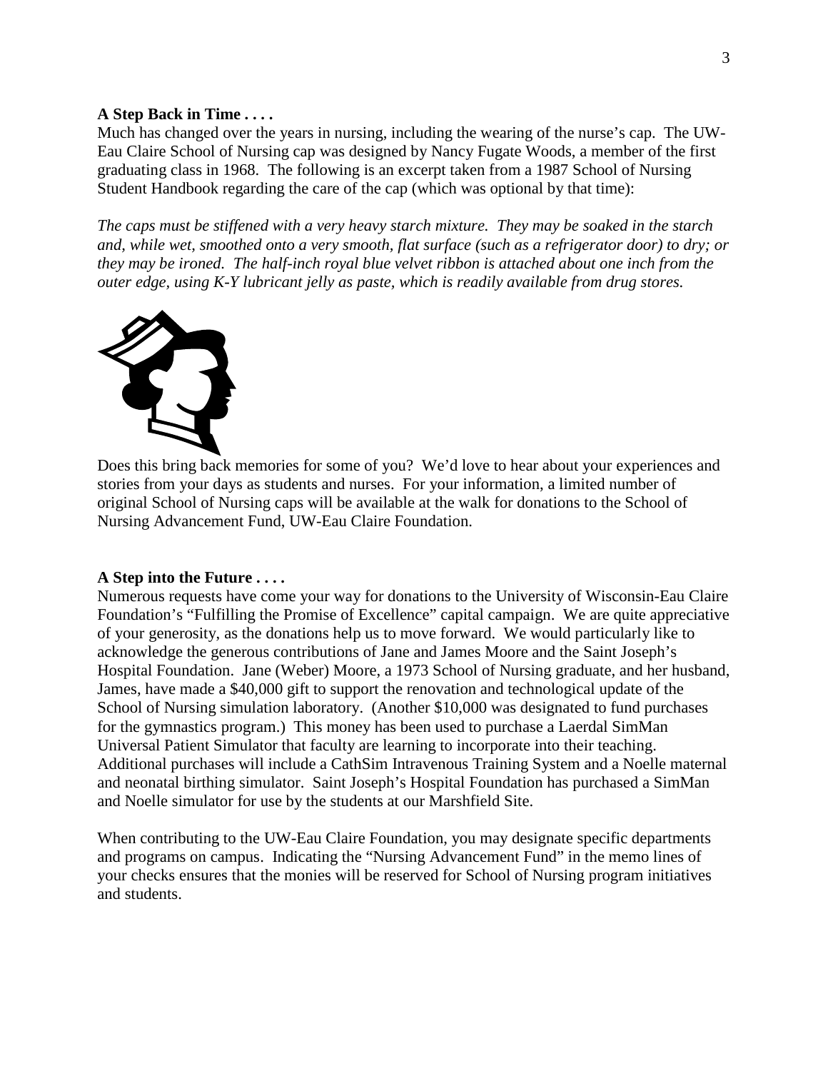**A Step Back in Time . . . .**

Much has changed over the years in nursing, including the wearing of the nurse's cap. The UW-Eau Claire School of Nursing cap was designed by Nancy Fugate Woods, a member of the first graduating class in 1968. The following is an excerpt taken from a 1987 School of Nursing Student Handbook regarding the care of the cap (which was optional by that time):

*The caps must be stiffened with a very heavy starch mixture. They may be soaked in the starch and, while wet, smoothed onto a very smooth, flat surface (such as a refrigerator door) to dry; or they may be ironed. The half-inch royal blue velvet ribbon is attached about one inch from the outer edge, using K-Y lubricant jelly as paste, which is readily available from drug stores.*

Does this bring back memories for some of you? We'd love to hear about your experiences and stories from your days as students and nurses. For your information, a limited number of original School of Nursing caps will be available at the walk for donations to the School of Nursing Advancement Fund, UW-Eau Claire Foundation.

**A Step into the Future . . . .**

Numerous requests have come your way for donations to the University of Wisconsin-Eau Claire Foundation's "Fulfilling the Promise of Excellence" capital campaign. We are quite appreciative of your generosity, as the donations help us to move forward. We would particularly like to acknowledge the generous contributions of Jane and James Moore and the Saint Joseph's Hospital Foundation. Jane (Weber) Moore, a 1973 School of Nursing graduate, and her husband, James, have made a $40,000 gift to support the renovation and technological update of the School of Nursing simulation laboratory. (Another $10,000 was designated to fund purchases for the gymnastics program.) This money has been used to purchase a Laerdal SimMan Universal Patient Simulator that faculty are learning to incorporate into their teaching. Additional purchases will include a CathSim Intravenous Training System and a Noelle maternal and neonatal birthing simulator. Saint Joseph's Hospital Foundation has purchased a SimMan and Noelle simulator for use by the students at our Marshfield Site.

When contributing to the UW-Eau Claire Foundation, you may designate specific departments and programs on campus. Indicating the "Nursing Advancement Fund" in the memo lines of your checks ensures that the monies will be reserved for School of Nursing program initiatives and students.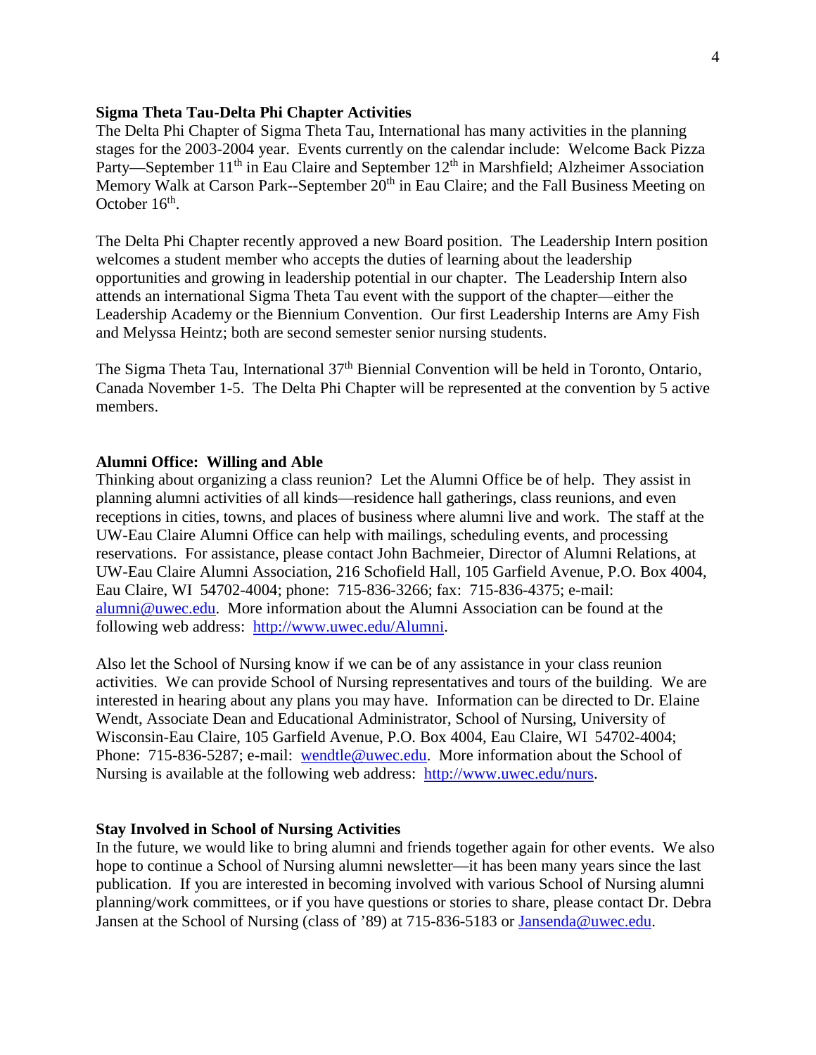**Sigma Theta Tau-Delta Phi Chapter Activities**

The Delta Phi Chapter of Sigma Theta Tau, International has many activities in the planning stages for the 2003-2004 year. Events currently on the calendar include: Welcome Back Pizza Party—September 11th in Eau Claire and September 12th in Marshfield; Alzheimer Association Memory Walk at Carson Park--September 20th in Eau Claire; and the Fall Business Meeting on October 16th.

The Delta Phi Chapter recently approved a new Board position. The Leadership Intern position welcomes a student member who accepts the duties of learning about the leadership opportunities and growing in leadership potential in our chapter. The Leadership Intern also attends an international Sigma Theta Tau event with the support of the chapter—either the Leadership Academy or the Biennium Convention. Our first Leadership Interns are Amy Fish and Melyssa Heintz; both are second semester senior nursing students.

The Sigma Theta Tau, International 37th Biennial Convention will be held in Toronto, Ontario, Canada November 1-5. The Delta Phi Chapter will be represented at the convention by 5 active members.

**Alumni Office: Willing and Able**

Thinking about organizing a class reunion? Let the Alumni Office be of help. They assist in planning alumni activities of all kinds—residence hall gatherings, class reunions, and even receptions in cities, towns, and places of business where alumni live and work. The staff at the UW-Eau Claire Alumni Office can help with mailings, scheduling events, and processing reservations. For assistance, please contact John Bachmeier, Director of Alumni Relations, at UW-Eau Claire Alumni Association, 216 Schofield Hall, 105 Garfield Avenue, P.O. Box 4004, Eau Claire, WI 54702-4004; phone: 715-836-3266; fax: 715-836-4375; e-mail: alumni@uwec.edu. More information about the Alumni Association can be found at the following web address: http://www.uwec.edu/Alumni.

Also let the School of Nursing know if we can be of any assistance in your class reunion activities. We can provide School of Nursing representatives and tours of the building. We are interested in hearing about any plans you may have. Information can be directed to Dr. Elaine Wendt, Associate Dean and Educational Administrator, School of Nursing, University of Wisconsin-Eau Claire, 105 Garfield Avenue, P.O. Box 4004, Eau Claire, WI 54702-4004; Phone: 715-836-5287; e-mail: wendtle@uwec.edu. More information about the School of Nursing is available at the following web address: http://www.uwec.edu/nurs.

**Stay Involved in School of Nursing Activities**

In the future, we would like to bring alumni and friends together again for other events. We also hope to continue a School of Nursing alumni newsletter—it has been many years since the last publication. If you are interested in becoming involved with various School of Nursing alumni planning/work committees, or if you have questions or stories to share, please contact Dr. Debra Jansen at the School of Nursing (class of '89) at 715-836-5183 or Jansenda@uwec.edu.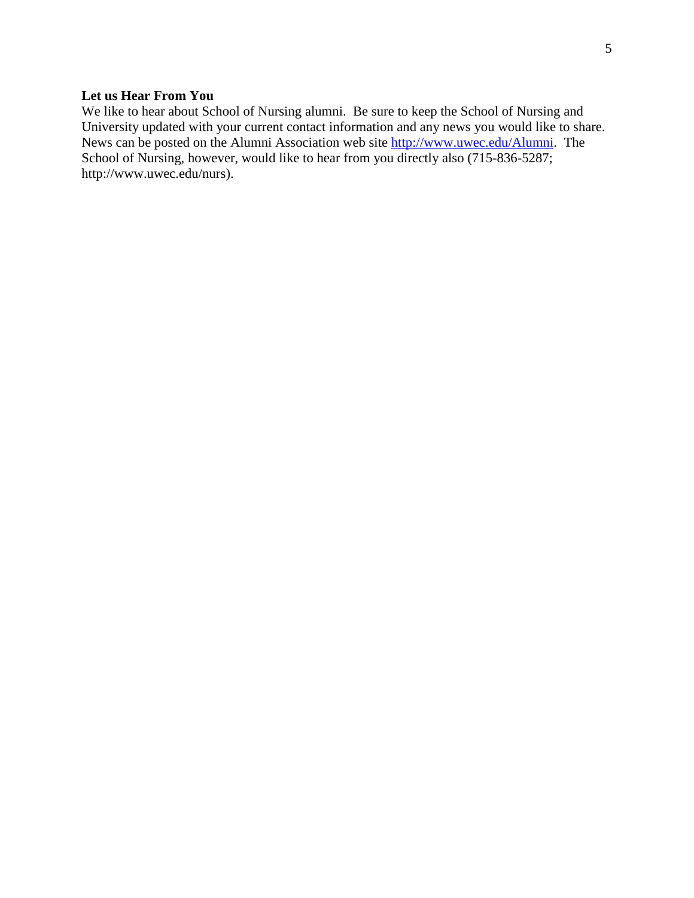**Let us Hear From You**

We like to hear about School of Nursing alumni. Be sure to keep the School of Nursing and University updated with your current contact information and any news you would like to share. News can be posted on the Alumni Association web site [http://www.uwec.edu/Alumni](http://www.uwec.edu/Alumni). The School of Nursing, however, would like to hear from you directly also (715-836-5287; http://www.uwec.edu/nurs).